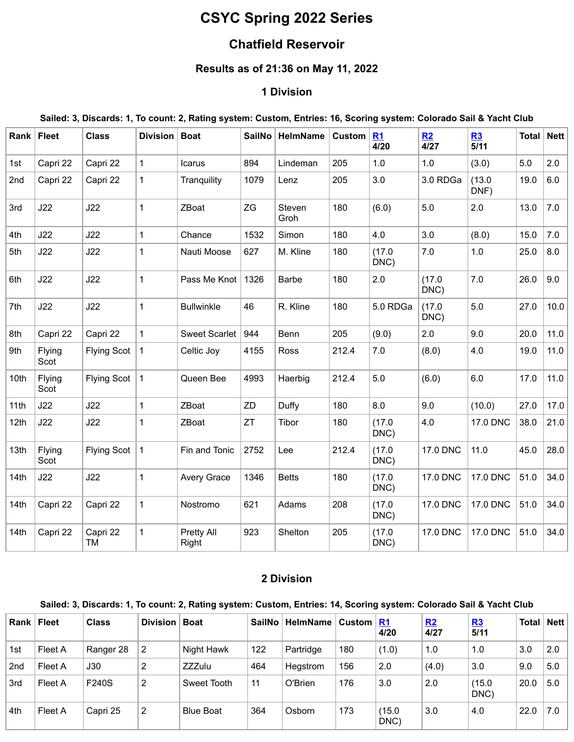# CSYC Spring 2022 Series

## Chatfield Reservoir

### Results as of 21:36 on May 11, 2022

### 1 Division

**Sailed: 3, Discards: 1, To count: 2, Rating system: Custom, Entries: 16, Scoring system: Colorado Sail & Yacht Club**

| Rank | Fleet | Class | Division | Boat | SailNo | HelmName | Custom | R1 4/20 | R2 4/27 | R3 5/11 | Total | Nett |
|---|---|---|---|---|---|---|---|---|---|---|---|---|
| 1st | Capri 22 | Capri 22 | 1 | Icarus | 894 | Lindeman | 205 | 1.0 | 1.0 | (3.0) | 5.0 | 2.0 |
| 2nd | Capri 22 | Capri 22 | 1 | Tranquility | 1079 | Lenz | 205 | 3.0 | 3.0 RDGa | (13.0 DNF) | 19.0 | 6.0 |
| 3rd | J22 | J22 | 1 | ZBoat | ZG | Steven Groh | 180 | (6.0) | 5.0 | 2.0 | 13.0 | 7.0 |
| 4th | J22 | J22 | 1 | Chance | 1532 | Simon | 180 | 4.0 | 3.0 | (8.0) | 15.0 | 7.0 |
| 5th | J22 | J22 | 1 | Nauti Moose | 627 | M. Kline | 180 | (17.0 DNC) | 7.0 | 1.0 | 25.0 | 8.0 |
| 6th | J22 | J22 | 1 | Pass Me Knot | 1326 | Barbe | 180 | 2.0 | (17.0 DNC) | 7.0 | 26.0 | 9.0 |
| 7th | J22 | J22 | 1 | Bullwinkle | 46 | R. Kline | 180 | 5.0 RDGa | (17.0 DNC) | 5.0 | 27.0 | 10.0 |
| 8th | Capri 22 | Capri 22 | 1 | Sweet Scarlet | 944 | Benn | 205 | (9.0) | 2.0 | 9.0 | 20.0 | 11.0 |
| 9th | Flying Scot | Flying Scot | 1 | Celtic Joy | 4155 | Ross | 212.4 | 7.0 | (8.0) | 4.0 | 19.0 | 11.0 |
| 10th | Flying Scot | Flying Scot | 1 | Queen Bee | 4993 | Haerbig | 212.4 | 5.0 | (6.0) | 6.0 | 17.0 | 11.0 |
| 11th | J22 | J22 | 1 | ZBoat | ZD | Duffy | 180 | 8.0 | 9.0 | (10.0) | 27.0 | 17.0 |
| 12th | J22 | J22 | 1 | ZBoat | ZT | Tibor | 180 | (17.0 DNC) | 4.0 | 17.0 DNC | 38.0 | 21.0 |
| 13th | Flying Scot | Flying Scot | 1 | Fin and Tonic | 2752 | Lee | 212.4 | (17.0 DNC) | 17.0 DNC | 11.0 | 45.0 | 28.0 |
| 14th | J22 | J22 | 1 | Avery Grace | 1346 | Betts | 180 | (17.0 DNC) | 17.0 DNC | 17.0 DNC | 51.0 | 34.0 |
| 14th | Capri 22 | Capri 22 | 1 | Nostromo | 621 | Adams | 208 | (17.0 DNC) | 17.0 DNC | 17.0 DNC | 51.0 | 34.0 |
| 14th | Capri 22 | Capri 22 TM | 1 | Pretty All Right | 923 | Shelton | 205 | (17.0 DNC) | 17.0 DNC | 17.0 DNC | 51.0 | 34.0 |

### 2 Division

**Sailed: 3, Discards: 1, To count: 2, Rating system: Custom, Entries: 14, Scoring system: Colorado Sail & Yacht Club**

| Rank | Fleet | Class | Division | Boat | SailNo | HelmName | Custom | R1 4/20 | R2 4/27 | R3 5/11 | Total | Nett |
|---|---|---|---|---|---|---|---|---|---|---|---|---|
| 1st | Fleet A | Ranger 28 | 2 | Night Hawk | 122 | Partridge | 180 | (1.0) | 1.0 | 1.0 | 3.0 | 2.0 |
| 2nd | Fleet A | J30 | 2 | ZZZulu | 464 | Hegstrom | 156 | 2.0 | (4.0) | 3.0 | 9.0 | 5.0 |
| 3rd | Fleet A | F240S | 2 | Sweet Tooth | 11 | O'Brien | 176 | 3.0 | 2.0 | (15.0 DNC) | 20.0 | 5.0 |
| 4th | Fleet A | Capri 25 | 2 | Blue Boat | 364 | Osborn | 173 | (15.0 DNC) | 3.0 | 4.0 | 22.0 | 7.0 |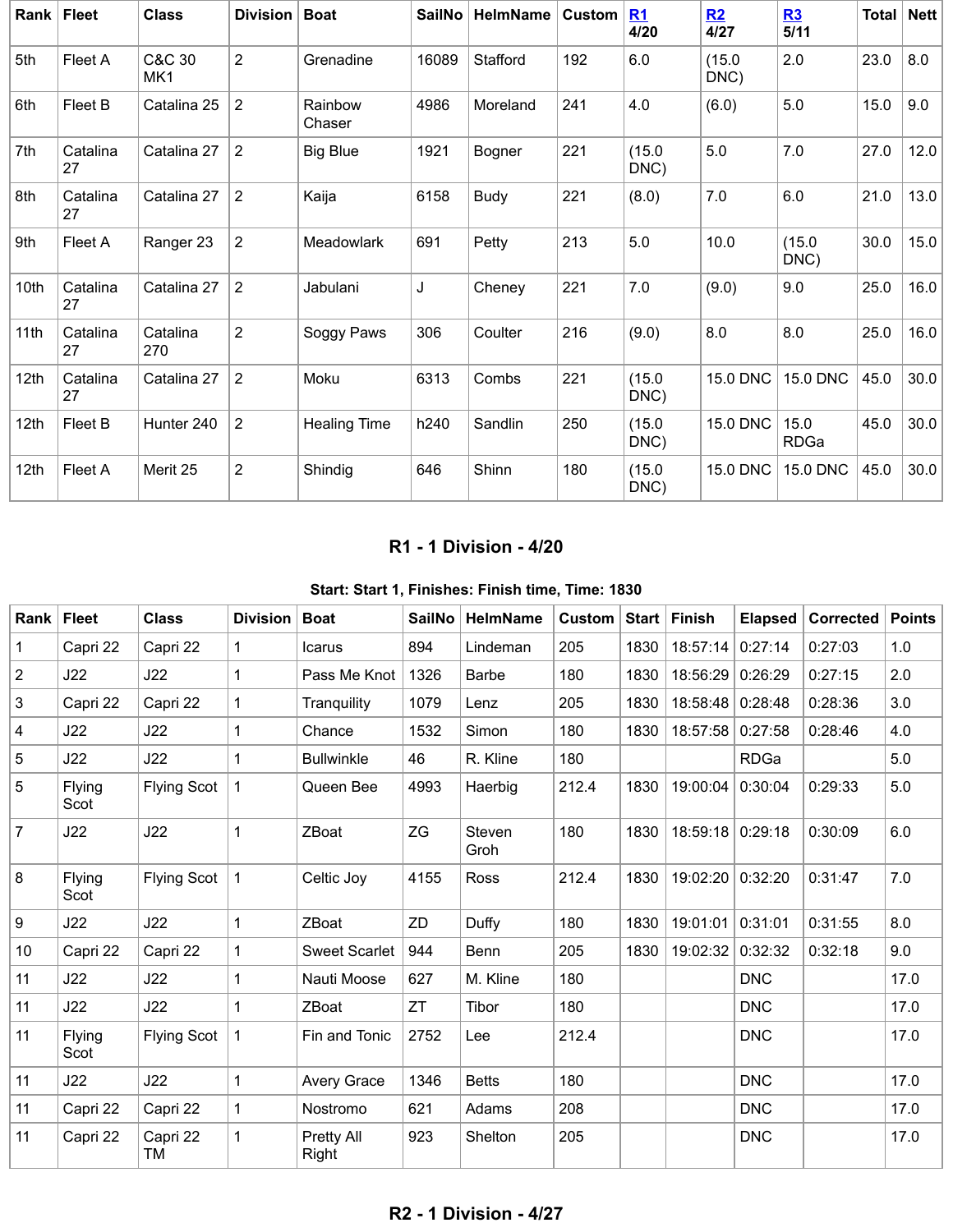| Rank | Fleet | Class | Division | Boat | SailNo | HelmName | Custom | R1 4/20 | R2 4/27 | R3 5/11 | Total | Nett |
|---|---|---|---|---|---|---|---|---|---|---|---|---|
| 5th | Fleet A | C&C 30 MK1 | 2 | Grenadine | 16089 | Stafford | 192 | 6.0 | (15.0 DNC) | 2.0 | 23.0 | 8.0 |
| 6th | Fleet B | Catalina 25 | 2 | Rainbow Chaser | 4986 | Moreland | 241 | 4.0 | (6.0) | 5.0 | 15.0 | 9.0 |
| 7th | Catalina 27 | Catalina 27 | 2 | Big Blue | 1921 | Bogner | 221 | (15.0 DNC) | 5.0 | 7.0 | 27.0 | 12.0 |
| 8th | Catalina 27 | Catalina 27 | 2 | Kaija | 6158 | Budy | 221 | (8.0) | 7.0 | 6.0 | 21.0 | 13.0 |
| 9th | Fleet A | Ranger 23 | 2 | Meadowlark | 691 | Petty | 213 | 5.0 | 10.0 | (15.0 DNC) | 30.0 | 15.0 |
| 10th | Catalina 27 | Catalina 27 | 2 | Jabulani | J | Cheney | 221 | 7.0 | (9.0) | 9.0 | 25.0 | 16.0 |
| 11th | Catalina 27 | Catalina 270 | 2 | Soggy Paws | 306 | Coulter | 216 | (9.0) | 8.0 | 8.0 | 25.0 | 16.0 |
| 12th | Catalina 27 | Catalina 27 | 2 | Moku | 6313 | Combs | 221 | (15.0 DNC) | 15.0 DNC | 15.0 DNC | 45.0 | 30.0 |
| 12th | Fleet B | Hunter 240 | 2 | Healing Time | h240 | Sandlin | 250 | (15.0 DNC) | 15.0 DNC | 15.0 RDGa | 45.0 | 30.0 |
| 12th | Fleet A | Merit 25 | 2 | Shindig | 646 | Shinn | 180 | (15.0 DNC) | 15.0 DNC | 15.0 DNC | 45.0 | 30.0 |

### R1 - 1 Division - 4/20

**Start: Start 1, Finishes: Finish time, Time: 1830**

| Rank | Fleet | Class | Division | Boat | SailNo | HelmName | Custom | Start | Finish | Elapsed | Corrected | Points |
|---|---|---|---|---|---|---|---|---|---|---|---|---|
| 1 | Capri 22 | Capri 22 | 1 | Icarus | 894 | Lindeman | 205 | 1830 | 18:57:14 | 0:27:14 | 0:27:03 | 1.0 |
| 2 | J22 | J22 | 1 | Pass Me Knot | 1326 | Barbe | 180 | 1830 | 18:56:29 | 0:26:29 | 0:27:15 | 2.0 |
| 3 | Capri 22 | Capri 22 | 1 | Tranquility | 1079 | Lenz | 205 | 1830 | 18:58:48 | 0:28:48 | 0:28:36 | 3.0 |
| 4 | J22 | J22 | 1 | Chance | 1532 | Simon | 180 | 1830 | 18:57:58 | 0:27:58 | 0:28:46 | 4.0 |
| 5 | J22 | J22 | 1 | Bullwinkle | 46 | R. Kline | 180 | | | RDGa | | 5.0 |
| 5 | Flying Scot | Flying Scot | 1 | Queen Bee | 4993 | Haerbig | 212.4 | 1830 | 19:00:04 | 0:30:04 | 0:29:33 | 5.0 |
| 7 | J22 | J22 | 1 | ZBoat | ZG | Steven Groh | 180 | 1830 | 18:59:18 | 0:29:18 | 0:30:09 | 6.0 |
| 8 | Flying Scot | Flying Scot | 1 | Celtic Joy | 4155 | Ross | 212.4 | 1830 | 19:02:20 | 0:32:20 | 0:31:47 | 7.0 |
| 9 | J22 | J22 | 1 | ZBoat | ZD | Duffy | 180 | 1830 | 19:01:01 | 0:31:01 | 0:31:55 | 8.0 |
| 10 | Capri 22 | Capri 22 | 1 | Sweet Scarlet | 944 | Benn | 205 | 1830 | 19:02:32 | 0:32:32 | 0:32:18 | 9.0 |
| 11 | J22 | J22 | 1 | Nauti Moose | 627 | M. Kline | 180 | | | DNC | | 17.0 |
| 11 | J22 | J22 | 1 | ZBoat | ZT | Tibor | 180 | | | DNC | | 17.0 |
| 11 | Flying Scot | Flying Scot | 1 | Fin and Tonic | 2752 | Lee | 212.4 | | | DNC | | 17.0 |
| 11 | J22 | J22 | 1 | Avery Grace | 1346 | Betts | 180 | | | DNC | | 17.0 |
| 11 | Capri 22 | Capri 22 | 1 | Nostromo | 621 | Adams | 208 | | | DNC | | 17.0 |
| 11 | Capri 22 | Capri 22 TM | 1 | Pretty All Right | 923 | Shelton | 205 | | | DNC | | 17.0 |

### R2 - 1 Division - 4/27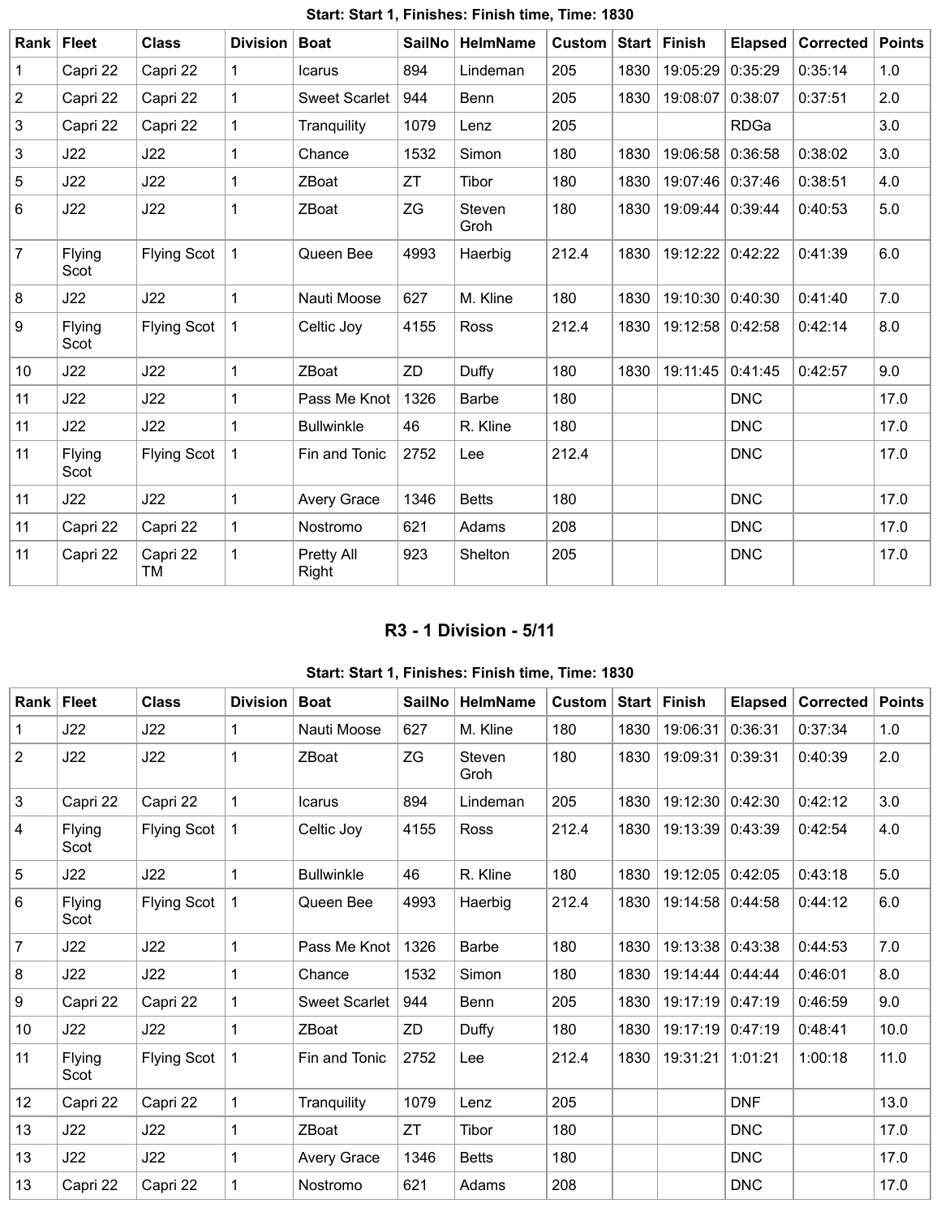#### Start: Start 1, Finishes: Finish time, Time: 1830

| Rank | Fleet | Class | Division | Boat | SailNo | HelmName | Custom | Start | Finish | Elapsed | Corrected | Points |
|---|---|---|---|---|---|---|---|---|---|---|---|---|
| 1 | Capri 22 | Capri 22 | 1 | Icarus | 894 | Lindeman | 205 | 1830 | 19:05:29 | 0:35:29 | 0:35:14 | 1.0 |
| 2 | Capri 22 | Capri 22 | 1 | Sweet Scarlet | 944 | Benn | 205 | 1830 | 19:08:07 | 0:38:07 | 0:37:51 | 2.0 |
| 3 | Capri 22 | Capri 22 | 1 | Tranquility | 1079 | Lenz | 205 | | | RDGa | | 3.0 |
| 3 | J22 | J22 | 1 | Chance | 1532 | Simon | 180 | 1830 | 19:06:58 | 0:36:58 | 0:38:02 | 3.0 |
| 5 | J22 | J22 | 1 | ZBoat | ZT | Tibor | 180 | 1830 | 19:07:46 | 0:37:46 | 0:38:51 | 4.0 |
| 6 | J22 | J22 | 1 | ZBoat | ZG | Steven Groh | 180 | 1830 | 19:09:44 | 0:39:44 | 0:40:53 | 5.0 |
| 7 | Flying Scot | Flying Scot | 1 | Queen Bee | 4993 | Haerbig | 212.4 | 1830 | 19:12:22 | 0:42:22 | 0:41:39 | 6.0 |
| 8 | J22 | J22 | 1 | Nauti Moose | 627 | M. Kline | 180 | 1830 | 19:10:30 | 0:40:30 | 0:41:40 | 7.0 |
| 9 | Flying Scot | Flying Scot | 1 | Celtic Joy | 4155 | Ross | 212.4 | 1830 | 19:12:58 | 0:42:58 | 0:42:14 | 8.0 |
| 10 | J22 | J22 | 1 | ZBoat | ZD | Duffy | 180 | 1830 | 19:11:45 | 0:41:45 | 0:42:57 | 9.0 |
| 11 | J22 | J22 | 1 | Pass Me Knot | 1326 | Barbe | 180 | | | DNC | | 17.0 |
| 11 | J22 | J22 | 1 | Bullwinkle | 46 | R. Kline | 180 | | | DNC | | 17.0 |
| 11 | Flying Scot | Flying Scot | 1 | Fin and Tonic | 2752 | Lee | 212.4 | | | DNC | | 17.0 |
| 11 | J22 | J22 | 1 | Avery Grace | 1346 | Betts | 180 | | | DNC | | 17.0 |
| 11 | Capri 22 | Capri 22 | 1 | Nostromo | 621 | Adams | 208 | | | DNC | | 17.0 |
| 11 | Capri 22 | Capri 22 TM | 1 | Pretty All Right | 923 | Shelton | 205 | | | DNC | | 17.0 |

### R3 - 1 Division - 5/11

#### Start: Start 1, Finishes: Finish time, Time: 1830

| Rank | Fleet | Class | Division | Boat | SailNo | HelmName | Custom | Start | Finish | Elapsed | Corrected | Points |
|---|---|---|---|---|---|---|---|---|---|---|---|---|
| 1 | J22 | J22 | 1 | Nauti Moose | 627 | M. Kline | 180 | 1830 | 19:06:31 | 0:36:31 | 0:37:34 | 1.0 |
| 2 | J22 | J22 | 1 | ZBoat | ZG | Steven Groh | 180 | 1830 | 19:09:31 | 0:39:31 | 0:40:39 | 2.0 |
| 3 | Capri 22 | Capri 22 | 1 | Icarus | 894 | Lindeman | 205 | 1830 | 19:12:30 | 0:42:30 | 0:42:12 | 3.0 |
| 4 | Flying Scot | Flying Scot | 1 | Celtic Joy | 4155 | Ross | 212.4 | 1830 | 19:13:39 | 0:43:39 | 0:42:54 | 4.0 |
| 5 | J22 | J22 | 1 | Bullwinkle | 46 | R. Kline | 180 | 1830 | 19:12:05 | 0:42:05 | 0:43:18 | 5.0 |
| 6 | Flying Scot | Flying Scot | 1 | Queen Bee | 4993 | Haerbig | 212.4 | 1830 | 19:14:58 | 0:44:58 | 0:44:12 | 6.0 |
| 7 | J22 | J22 | 1 | Pass Me Knot | 1326 | Barbe | 180 | 1830 | 19:13:38 | 0:43:38 | 0:44:53 | 7.0 |
| 8 | J22 | J22 | 1 | Chance | 1532 | Simon | 180 | 1830 | 19:14:44 | 0:44:44 | 0:46:01 | 8.0 |
| 9 | Capri 22 | Capri 22 | 1 | Sweet Scarlet | 944 | Benn | 205 | 1830 | 19:17:19 | 0:47:19 | 0:46:59 | 9.0 |
| 10 | J22 | J22 | 1 | ZBoat | ZD | Duffy | 180 | 1830 | 19:17:19 | 0:47:19 | 0:48:41 | 10.0 |
| 11 | Flying Scot | Flying Scot | 1 | Fin and Tonic | 2752 | Lee | 212.4 | 1830 | 19:31:21 | 1:01:21 | 1:00:18 | 11.0 |
| 12 | Capri 22 | Capri 22 | 1 | Tranquility | 1079 | Lenz | 205 | | | DNF | | 13.0 |
| 13 | J22 | J22 | 1 | ZBoat | ZT | Tibor | 180 | | | DNC | | 17.0 |
| 13 | J22 | J22 | 1 | Avery Grace | 1346 | Betts | 180 | | | DNC | | 17.0 |
| 13 | Capri 22 | Capri 22 | 1 | Nostromo | 621 | Adams | 208 | | | DNC | | 17.0 |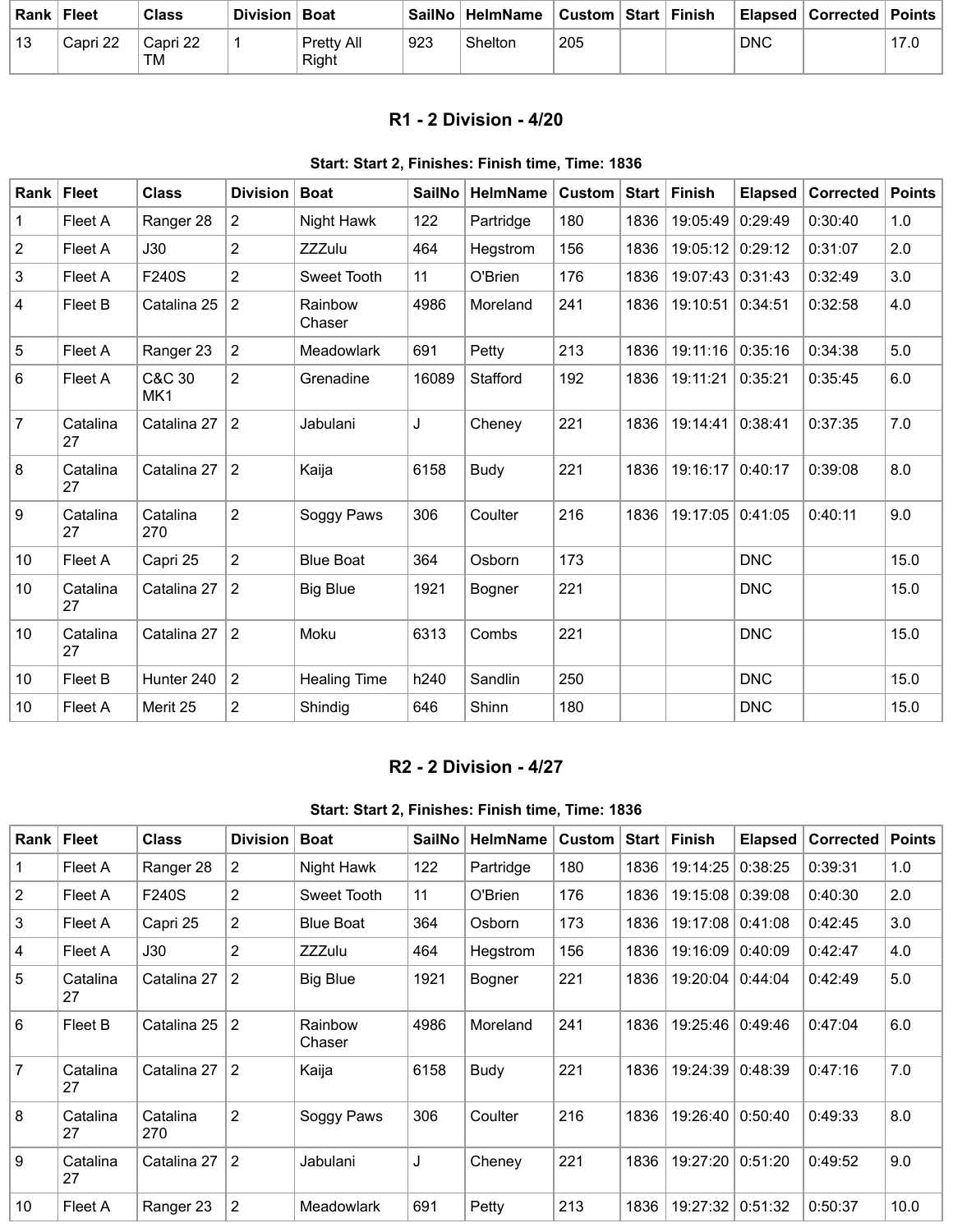| Rank | Fleet | Class | Division | Boat | SailNo | HelmName | Custom | Start | Finish | Elapsed | Corrected | Points |
|---|---|---|---|---|---|---|---|---|---|---|---|---|
| 13 | Capri 22 | Capri 22 TM | 1 | Pretty All Right | 923 | Shelton | 205 | | | DNC | | 17.0 |

### R1 - 2 Division - 4/20

**Start: Start 2, Finishes: Finish time, Time: 1836**

| Rank | Fleet | Class | Division | Boat | SailNo | HelmName | Custom | Start | Finish | Elapsed | Corrected | Points |
|---|---|---|---|---|---|---|---|---|---|---|---|---|
| 1 | Fleet A | Ranger 28 | 2 | Night Hawk | 122 | Partridge | 180 | 1836 | 19:05:49 | 0:29:49 | 0:30:40 | 1.0 |
| 2 | Fleet A | J30 | 2 | ZZZulu | 464 | Hegstrom | 156 | 1836 | 19:05:12 | 0:29:12 | 0:31:07 | 2.0 |
| 3 | Fleet A | F240S | 2 | Sweet Tooth | 11 | O'Brien | 176 | 1836 | 19:07:43 | 0:31:43 | 0:32:49 | 3.0 |
| 4 | Fleet B | Catalina 25 | 2 | Rainbow Chaser | 4986 | Moreland | 241 | 1836 | 19:10:51 | 0:34:51 | 0:32:58 | 4.0 |
| 5 | Fleet A | Ranger 23 | 2 | Meadowlark | 691 | Petty | 213 | 1836 | 19:11:16 | 0:35:16 | 0:34:38 | 5.0 |
| 6 | Fleet A | C&C 30 MK1 | 2 | Grenadine | 16089 | Stafford | 192 | 1836 | 19:11:21 | 0:35:21 | 0:35:45 | 6.0 |
| 7 | Catalina 27 | Catalina 27 | 2 | Jabulani | J | Cheney | 221 | 1836 | 19:14:41 | 0:38:41 | 0:37:35 | 7.0 |
| 8 | Catalina 27 | Catalina 27 | 2 | Kaija | 6158 | Budy | 221 | 1836 | 19:16:17 | 0:40:17 | 0:39:08 | 8.0 |
| 9 | Catalina 27 | Catalina 270 | 2 | Soggy Paws | 306 | Coulter | 216 | 1836 | 19:17:05 | 0:41:05 | 0:40:11 | 9.0 |
| 10 | Fleet A | Capri 25 | 2 | Blue Boat | 364 | Osborn | 173 | | | DNC | | 15.0 |
| 10 | Catalina 27 | Catalina 27 | 2 | Big Blue | 1921 | Bogner | 221 | | | DNC | | 15.0 |
| 10 | Catalina 27 | Catalina 27 | 2 | Moku | 6313 | Combs | 221 | | | DNC | | 15.0 |
| 10 | Fleet B | Hunter 240 | 2 | Healing Time | h240 | Sandlin | 250 | | | DNC | | 15.0 |
| 10 | Fleet A | Merit 25 | 2 | Shindig | 646 | Shinn | 180 | | | DNC | | 15.0 |

### R2 - 2 Division - 4/27

**Start: Start 2, Finishes: Finish time, Time: 1836**

| Rank | Fleet | Class | Division | Boat | SailNo | HelmName | Custom | Start | Finish | Elapsed | Corrected | Points |
|---|---|---|---|---|---|---|---|---|---|---|---|---|
| 1 | Fleet A | Ranger 28 | 2 | Night Hawk | 122 | Partridge | 180 | 1836 | 19:14:25 | 0:38:25 | 0:39:31 | 1.0 |
| 2 | Fleet A | F240S | 2 | Sweet Tooth | 11 | O'Brien | 176 | 1836 | 19:15:08 | 0:39:08 | 0:40:30 | 2.0 |
| 3 | Fleet A | Capri 25 | 2 | Blue Boat | 364 | Osborn | 173 | 1836 | 19:17:08 | 0:41:08 | 0:42:45 | 3.0 |
| 4 | Fleet A | J30 | 2 | ZZZulu | 464 | Hegstrom | 156 | 1836 | 19:16:09 | 0:40:09 | 0:42:47 | 4.0 |
| 5 | Catalina 27 | Catalina 27 | 2 | Big Blue | 1921 | Bogner | 221 | 1836 | 19:20:04 | 0:44:04 | 0:42:49 | 5.0 |
| 6 | Fleet B | Catalina 25 | 2 | Rainbow Chaser | 4986 | Moreland | 241 | 1836 | 19:25:46 | 0:49:46 | 0:47:04 | 6.0 |
| 7 | Catalina 27 | Catalina 27 | 2 | Kaija | 6158 | Budy | 221 | 1836 | 19:24:39 | 0:48:39 | 0:47:16 | 7.0 |
| 8 | Catalina 27 | Catalina 270 | 2 | Soggy Paws | 306 | Coulter | 216 | 1836 | 19:26:40 | 0:50:40 | 0:49:33 | 8.0 |
| 9 | Catalina 27 | Catalina 27 | 2 | Jabulani | J | Cheney | 221 | 1836 | 19:27:20 | 0:51:20 | 0:49:52 | 9.0 |
| 10 | Fleet A | Ranger 23 | 2 | Meadowlark | 691 | Petty | 213 | 1836 | 19:27:32 | 0:51:32 | 0:50:37 | 10.0 |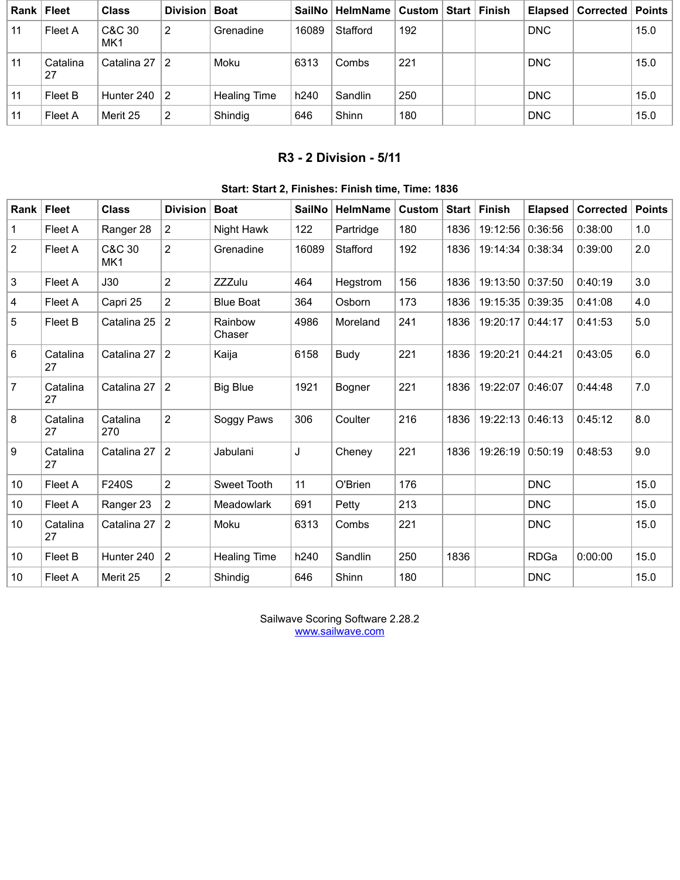| Rank | Fleet | Class | Division | Boat | SailNo | HelmName | Custom | Start | Finish | Elapsed | Corrected | Points |
|---|---|---|---|---|---|---|---|---|---|---|---|---|
| 11 | Fleet A | C&C 30 MK1 | 2 | Grenadine | 16089 | Stafford | 192 | | | DNC | | 15.0 |
| 11 | Catalina 27 | Catalina 27 | 2 | Moku | 6313 | Combs | 221 | | | DNC | | 15.0 |
| 11 | Fleet B | Hunter 240 | 2 | Healing Time | h240 | Sandlin | 250 | | | DNC | | 15.0 |
| 11 | Fleet A | Merit 25 | 2 | Shindig | 646 | Shinn | 180 | | | DNC | | 15.0 |

## R3 - 2 Division - 5/11

**Start: Start 2, Finishes: Finish time, Time: 1836**

| Rank | Fleet | Class | Division | Boat | SailNo | HelmName | Custom | Start | Finish | Elapsed | Corrected | Points |
|---|---|---|---|---|---|---|---|---|---|---|---|---|
| 1 | Fleet A | Ranger 28 | 2 | Night Hawk | 122 | Partridge | 180 | 1836 | 19:12:56 | 0:36:56 | 0:38:00 | 1.0 |
| 2 | Fleet A | C&C 30 MK1 | 2 | Grenadine | 16089 | Stafford | 192 | 1836 | 19:14:34 | 0:38:34 | 0:39:00 | 2.0 |
| 3 | Fleet A | J30 | 2 | ZZZulu | 464 | Hegstrom | 156 | 1836 | 19:13:50 | 0:37:50 | 0:40:19 | 3.0 |
| 4 | Fleet A | Capri 25 | 2 | Blue Boat | 364 | Osborn | 173 | 1836 | 19:15:35 | 0:39:35 | 0:41:08 | 4.0 |
| 5 | Fleet B | Catalina 25 | 2 | Rainbow Chaser | 4986 | Moreland | 241 | 1836 | 19:20:17 | 0:44:17 | 0:41:53 | 5.0 |
| 6 | Catalina 27 | Catalina 27 | 2 | Kaija | 6158 | Budy | 221 | 1836 | 19:20:21 | 0:44:21 | 0:43:05 | 6.0 |
| 7 | Catalina 27 | Catalina 27 | 2 | Big Blue | 1921 | Bogner | 221 | 1836 | 19:22:07 | 0:46:07 | 0:44:48 | 7.0 |
| 8 | Catalina 27 | Catalina 270 | 2 | Soggy Paws | 306 | Coulter | 216 | 1836 | 19:22:13 | 0:46:13 | 0:45:12 | 8.0 |
| 9 | Catalina 27 | Catalina 27 | 2 | Jabulani | J | Cheney | 221 | 1836 | 19:26:19 | 0:50:19 | 0:48:53 | 9.0 |
| 10 | Fleet A | F240S | 2 | Sweet Tooth | 11 | O'Brien | 176 | | | DNC | | 15.0 |
| 10 | Fleet A | Ranger 23 | 2 | Meadowlark | 691 | Petty | 213 | | | DNC | | 15.0 |
| 10 | Catalina 27 | Catalina 27 | 2 | Moku | 6313 | Combs | 221 | | | DNC | | 15.0 |
| 10 | Fleet B | Hunter 240 | 2 | Healing Time | h240 | Sandlin | 250 | 1836 | | RDGa | 0:00:00 | 15.0 |
| 10 | Fleet A | Merit 25 | 2 | Shindig | 646 | Shinn | 180 | | | DNC | | 15.0 |

Sailwave Scoring Software 2.28.2
www.sailwave.com